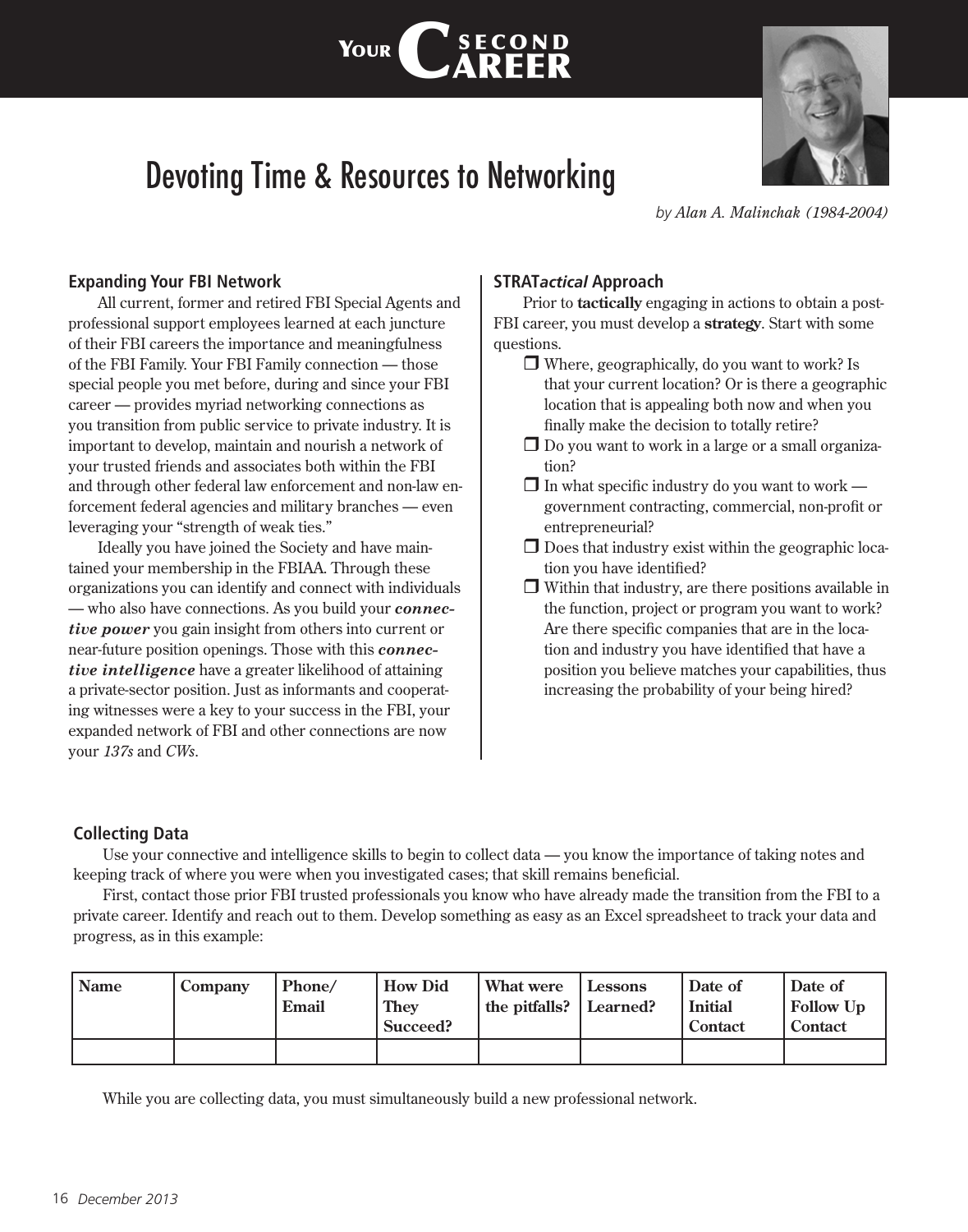# Your Second Career

# Devoting Time & Resources to Networking

*by Alan A. Malinchak (1984-2004)*

### Expanding Your FBI Network

All current, former and retired FBI Special Agents and professional support employees learned at each juncture of their FBI careers the importance and meaningfulness of the FBI Family. Your FBI Family connection — those special people you met before, during and since your FBI career — provides myriad networking connections as you transition from public service to private industry. It is important to develop, maintain and nourish a network of your trusted friends and associates both within the FBI and through other federal law enforcement and non-law enforcement federal agencies and military branches — even leveraging your "strength of weak ties."

Ideally you have joined the Society and have maintained your membership in the FBIAA. Through these organizations you can identify and connect with individuals — who also have connections. As you build your ***connective power*** you gain insight from others into current or near-future position openings. Those with this ***connective intelligence*** have a greater likelihood of attaining a private-sector position. Just as informants and cooperating witnesses were a key to your success in the FBI, your expanded network of FBI and other connections are now your *137s* and *CWs*.

### STRAT*actical* Approach

Prior to **tactically** engaging in actions to obtain a post-FBI career, you must develop a **strategy**. Start with some questions.

- ❒ Where, geographically, do you want to work? Is that your current location? Or is there a geographic location that is appealing both now and when you finally make the decision to totally retire?
- ❒ Do you want to work in a large or a small organization?
- ❒ In what specific industry do you want to work — government contracting, commercial, non-profit or entrepreneurial?
- ❒ Does that industry exist within the geographic location you have identified?
- ❒ Within that industry, are there positions available in the function, project or program you want to work? Are there specific companies that are in the location and industry you have identified that have a position you believe matches your capabilities, thus increasing the probability of your being hired?

### Collecting Data

Use your connective and intelligence skills to begin to collect data — you know the importance of taking notes and keeping track of where you were when you investigated cases; that skill remains beneficial.

First, contact those prior FBI trusted professionals you know who have already made the transition from the FBI to a private career. Identify and reach out to them. Develop something as easy as an Excel spreadsheet to track your data and progress, as in this example:

| Name | Company | Phone/ Email | How Did They Succeed? | What were the pitfalls? | Lessons Learned? | Date of Initial Contact | Date of Follow Up Contact |
|---|---|---|---|---|---|---|---|
| | | | | | | | |

While you are collecting data, you must simultaneously build a new professional network.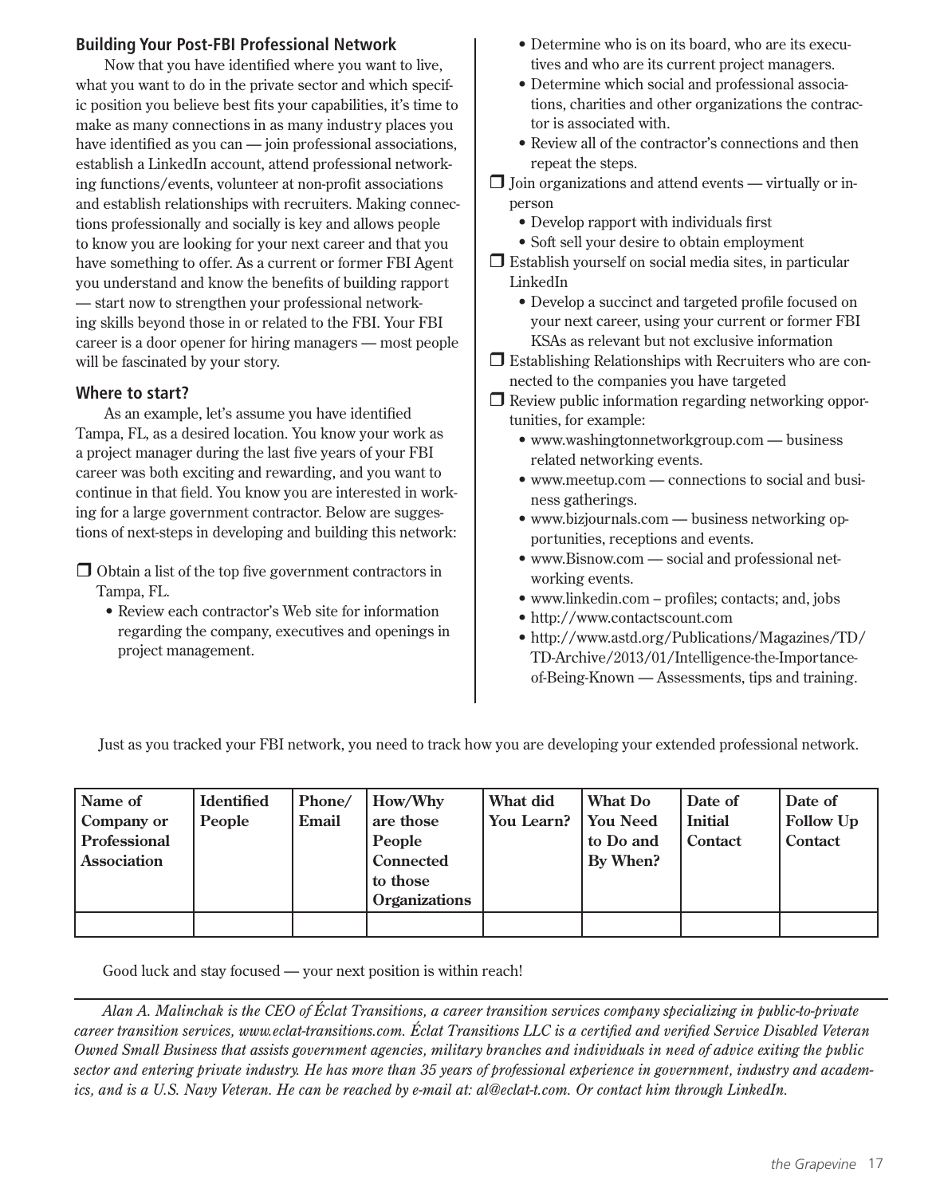## Building Your Post-FBI Professional Network

Now that you have identified where you want to live, what you want to do in the private sector and which specific position you believe best fits your capabilities, it's time to make as many connections in as many industry places you have identified as you can — join professional associations, establish a LinkedIn account, attend professional networking functions/events, volunteer at non-profit associations and establish relationships with recruiters. Making connections professionally and socially is key and allows people to know you are looking for your next career and that you have something to offer. As a current or former FBI Agent you understand and know the benefits of building rapport — start now to strengthen your professional networking skills beyond those in or related to the FBI. Your FBI career is a door opener for hiring managers — most people will be fascinated by your story.

## Where to start?

As an example, let's assume you have identified Tampa, FL, as a desired location. You know your work as a project manager during the last five years of your FBI career was both exciting and rewarding, and you want to continue in that field. You know you are interested in working for a large government contractor. Below are suggestions of next-steps in developing and building this network:

- ❒ Obtain a list of the top five government contractors in Tampa, FL.
  - Review each contractor's Web site for information regarding the company, executives and openings in project management.
  - Determine who is on its board, who are its executives and who are its current project managers.
  - Determine which social and professional associations, charities and other organizations the contractor is associated with.
  - Review all of the contractor's connections and then repeat the steps.
- ❒ Join organizations and attend events — virtually or in-person
  - Develop rapport with individuals first
  - Soft sell your desire to obtain employment
- ❒ Establish yourself on social media sites, in particular LinkedIn
  - Develop a succinct and targeted profile focused on your next career, using your current or former FBI KSAs as relevant but not exclusive information
- ❒ Establishing Relationships with Recruiters who are connected to the companies you have targeted
- ❒ Review public information regarding networking opportunities, for example:
  - www.washingtonnetworkgroup.com — business related networking events.
  - www.meetup.com — connections to social and business gatherings.
  - www.bizjournals.com — business networking opportunities, receptions and events.
  - www.Bisnow.com — social and professional networking events.
  - www.linkedin.com – profiles; contacts; and, jobs
  - http://www.contactscount.com
  - http://www.astd.org/Publications/Magazines/TD/TD-Archive/2013/01/Intelligence-the-Importance-of-Being-Known — Assessments, tips and training.

Just as you tracked your FBI network, you need to track how you are developing your extended professional network.

| Name of Company or Professional Association | Identified People | Phone/ Email | How/Why are those People Connected to those Organizations | What did You Learn? | What Do You Need to Do and By When? | Date of Initial Contact | Date of Follow Up Contact |
|---|---|---|---|---|---|---|---|
| | | | | | | | |

Good luck and stay focused — your next position is within reach!

*Alan A. Malinchak is the CEO of Éclat Transitions, a career transition services company specializing in public-to-private career transition services, www.eclat-transitions.com. Éclat Transitions LLC is a certified and verified Service Disabled Veteran Owned Small Business that assists government agencies, military branches and individuals in need of advice exiting the public sector and entering private industry. He has more than 35 years of professional experience in government, industry and academics, and is a U.S. Navy Veteran. He can be reached by e-mail at: al@eclat-t.com. Or contact him through LinkedIn.*